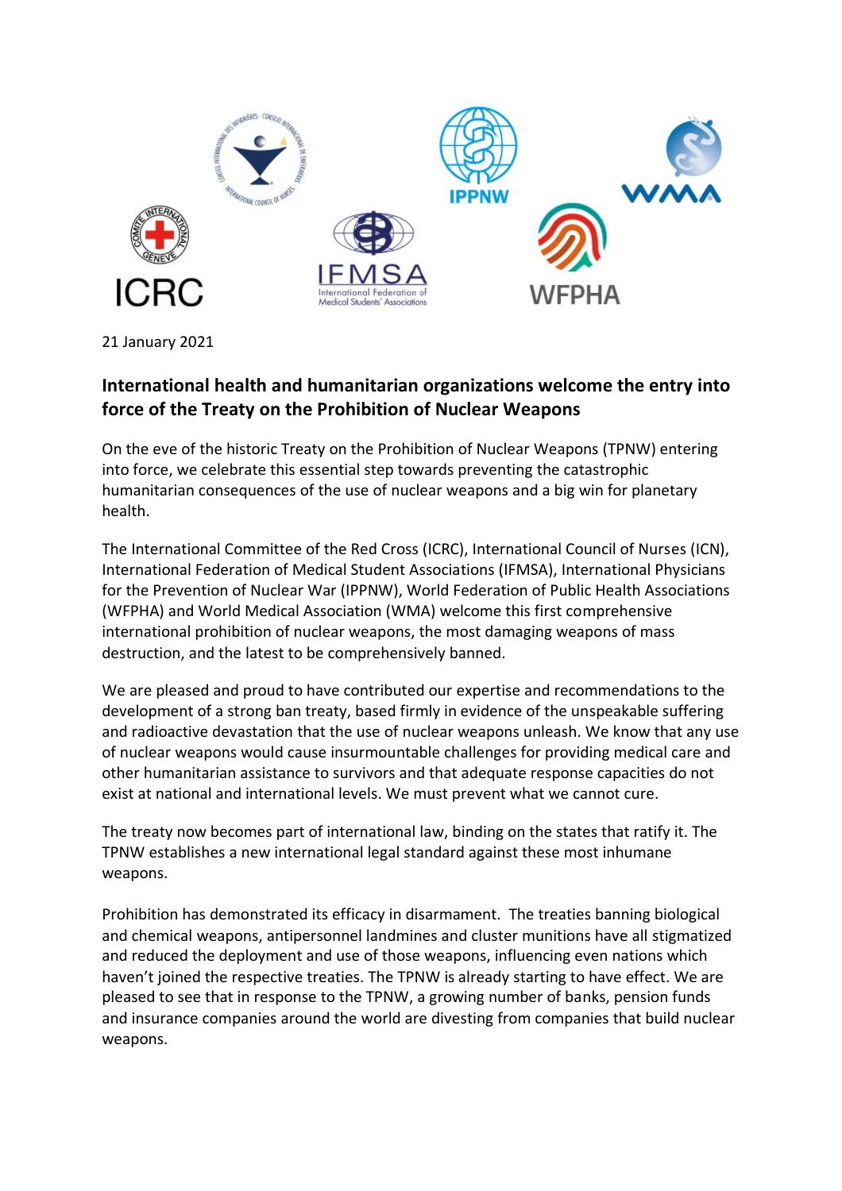21 January 2021

## International health and humanitarian organizations welcome the entry into force of the Treaty on the Prohibition of Nuclear Weapons

On the eve of the historic Treaty on the Prohibition of Nuclear Weapons (TPNW) entering into force, we celebrate this essential step towards preventing the catastrophic humanitarian consequences of the use of nuclear weapons and a big win for planetary health.

The International Committee of the Red Cross (ICRC), International Council of Nurses (ICN), International Federation of Medical Student Associations (IFMSA), International Physicians for the Prevention of Nuclear War (IPPNW), World Federation of Public Health Associations (WFPHA) and World Medical Association (WMA) welcome this first comprehensive international prohibition of nuclear weapons, the most damaging weapons of mass destruction, and the latest to be comprehensively banned.

We are pleased and proud to have contributed our expertise and recommendations to the development of a strong ban treaty, based firmly in evidence of the unspeakable suffering and radioactive devastation that the use of nuclear weapons unleash. We know that any use of nuclear weapons would cause insurmountable challenges for providing medical care and other humanitarian assistance to survivors and that adequate response capacities do not exist at national and international levels. We must prevent what we cannot cure.

The treaty now becomes part of international law, binding on the states that ratify it. The TPNW establishes a new international legal standard against these most inhumane weapons.

Prohibition has demonstrated its efficacy in disarmament. The treaties banning biological and chemical weapons, antipersonnel landmines and cluster munitions have all stigmatized and reduced the deployment and use of those weapons, influencing even nations which haven't joined the respective treaties. The TPNW is already starting to have effect. We are pleased to see that in response to the TPNW, a growing number of banks, pension funds and insurance companies around the world are divesting from companies that build nuclear weapons.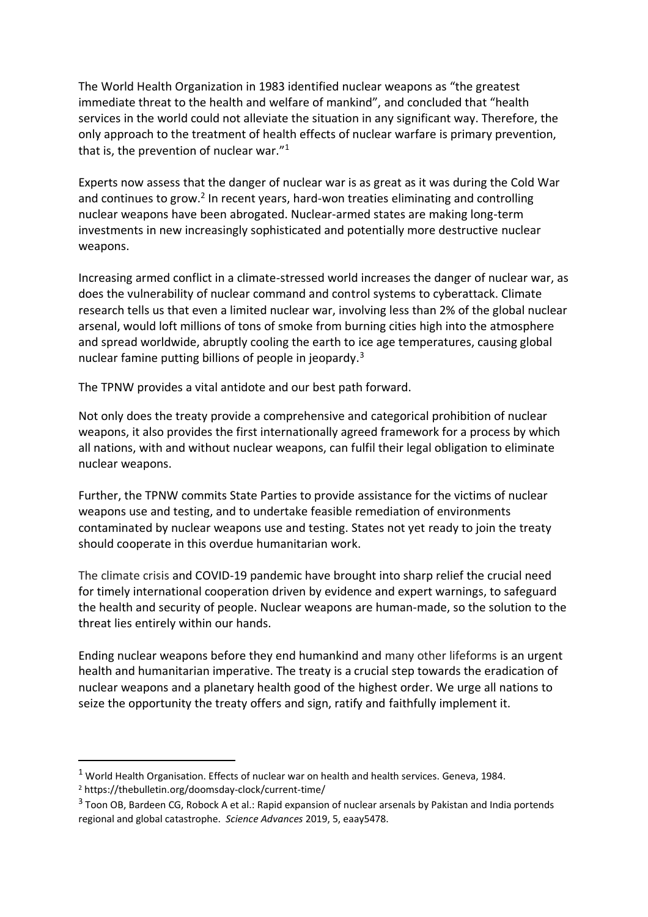The World Health Organization in 1983 identified nuclear weapons as "the greatest immediate threat to the health and welfare of mankind", and concluded that "health services in the world could not alleviate the situation in any significant way. Therefore, the only approach to the treatment of health effects of nuclear warfare is primary prevention, that is, the prevention of nuclear war."[1]

Experts now assess that the danger of nuclear war is as great as it was during the Cold War and continues to grow.[2] In recent years, hard-won treaties eliminating and controlling nuclear weapons have been abrogated. Nuclear-armed states are making long-term investments in new increasingly sophisticated and potentially more destructive nuclear weapons.

Increasing armed conflict in a climate-stressed world increases the danger of nuclear war, as does the vulnerability of nuclear command and control systems to cyberattack. Climate research tells us that even a limited nuclear war, involving less than 2% of the global nuclear arsenal, would loft millions of tons of smoke from burning cities high into the atmosphere and spread worldwide, abruptly cooling the earth to ice age temperatures, causing global nuclear famine putting billions of people in jeopardy.[3]

The TPNW provides a vital antidote and our best path forward.

Not only does the treaty provide a comprehensive and categorical prohibition of nuclear weapons, it also provides the first internationally agreed framework for a process by which all nations, with and without nuclear weapons, can fulfil their legal obligation to eliminate nuclear weapons.

Further, the TPNW commits State Parties to provide assistance for the victims of nuclear weapons use and testing, and to undertake feasible remediation of environments contaminated by nuclear weapons use and testing. States not yet ready to join the treaty should cooperate in this overdue humanitarian work.

The climate crisis and COVID-19 pandemic have brought into sharp relief the crucial need for timely international cooperation driven by evidence and expert warnings, to safeguard the health and security of people. Nuclear weapons are human-made, so the solution to the threat lies entirely within our hands.

Ending nuclear weapons before they end humankind and many other lifeforms is an urgent health and humanitarian imperative. The treaty is a crucial step towards the eradication of nuclear weapons and a planetary health good of the highest order. We urge all nations to seize the opportunity the treaty offers and sign, ratify and faithfully implement it.

---

[1] World Health Organisation. Effects of nuclear war on health and health services. Geneva, 1984.

[2] https://thebulletin.org/doomsday-clock/current-time/

[3] Toon OB, Bardeen CG, Robock A et al.: Rapid expansion of nuclear arsenals by Pakistan and India portends regional and global catastrophe. *Science Advances* 2019, 5, eaay5478.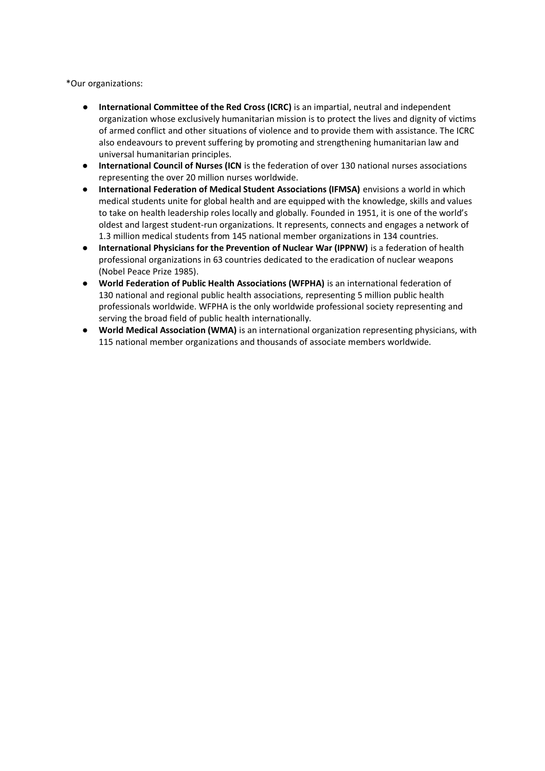*Our organizations:

- **International Committee of the Red Cross (ICRC)** is an impartial, neutral and independent organization whose exclusively humanitarian mission is to protect the lives and dignity of victims of armed conflict and other situations of violence and to provide them with assistance. The ICRC also endeavours to prevent suffering by promoting and strengthening humanitarian law and universal humanitarian principles.
- **International Council of Nurses (ICN** is the federation of over 130 national nurses associations representing the over 20 million nurses worldwide.
- **International Federation of Medical Student Associations (IFMSA)** envisions a world in which medical students unite for global health and are equipped with the knowledge, skills and values to take on health leadership roles locally and globally. Founded in 1951, it is one of the world's oldest and largest student-run organizations. It represents, connects and engages a network of 1.3 million medical students from 145 national member organizations in 134 countries.
- **International Physicians for the Prevention of Nuclear War (IPPNW)** is a federation of health professional organizations in 63 countries dedicated to the eradication of nuclear weapons (Nobel Peace Prize 1985).
- **World Federation of Public Health Associations (WFPHA)** is an international federation of 130 national and regional public health associations, representing 5 million public health professionals worldwide. WFPHA is the only worldwide professional society representing and serving the broad field of public health internationally.
- **World Medical Association (WMA)** is an international organization representing physicians, with 115 national member organizations and thousands of associate members worldwide.